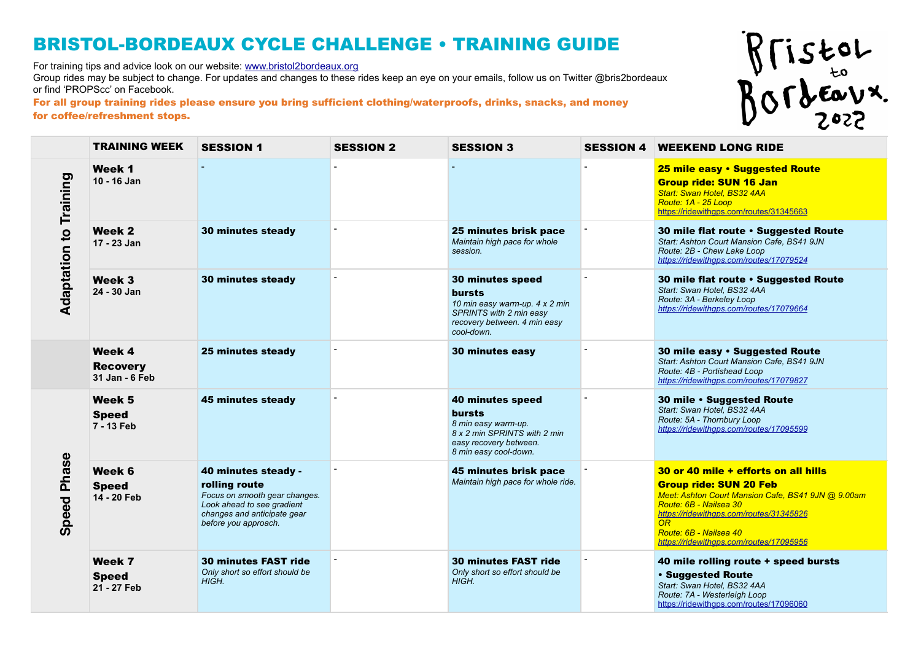# BRISTOL-BORDEAUX CYCLE CHALLENGE • TRAINING GUIDE

For training tips and advice look on our website: www.bristol2bordeaux.org
Group rides may be subject to change. For updates and changes to these rides keep an eye on your emails, follow us on Twitter @bris2bordeaux or find 'PROPScc' on Facebook.

**For all group training rides please ensure you bring sufficient clothing/waterproofs, drinks, snacks, and money for coffee/refreshment stops.**

Bristol to Bordeaux 2022

| | TRAINING WEEK | SESSION 1 | SESSION 2 | SESSION 3 | SESSION 4 | WEEKEND LONG RIDE |
|---|---|---|---|---|---|---|
| **Adaptation to Training** | **Week 1** **10 - 16 Jan** | - | - | - | - | **25 mile easy • Suggested Route** **Group ride: SUN 16 Jan** *Start: Swan Hotel, BS32 4AA* *Route: 1A - 25 Loop* https://ridewithgps.com/routes/31345663 |
| | **Week 2** **17 - 23 Jan** | **30 minutes steady** | - | **25 minutes brisk pace** *Maintain high pace for whole session.* | - | **30 mile flat route • Suggested Route** *Start: Ashton Court Mansion Cafe, BS41 9JN* *Route: 2B - Chew Lake Loop* https://ridewithgps.com/routes/17079524 |
| | **Week 3** **24 - 30 Jan** | **30 minutes steady** | - | **30 minutes speed bursts** *10 min easy warm-up. 4 x 2 min SPRINTS with 2 min easy recovery between. 4 min easy cool-down.* | - | **30 mile flat route • Suggested Route** *Start: Swan Hotel, BS32 4AA* *Route: 3A - Berkeley Loop* https://ridewithgps.com/routes/17079664 |
| | **Week 4** **Recovery** **31 Jan - 6 Feb** | **25 minutes steady** | - | **30 minutes easy** | - | **30 mile easy • Suggested Route** *Start: Ashton Court Mansion Cafe, BS41 9JN* *Route: 4B - Portishead Loop* https://ridewithgps.com/routes/17079827 |
| **Speed Phase** | **Week 5** **Speed** **7 - 13 Feb** | **45 minutes steady** | - | **40 minutes speed bursts** *8 min easy warm-up.* *8 x 2 min SPRINTS with 2 min easy recovery between.* *8 min easy cool-down.* | - | **30 mile • Suggested Route** *Start: Swan Hotel, BS32 4AA* *Route: 5A - Thornbury Loop* https://ridewithgps.com/routes/17095599 |
| | **Week 6** **Speed** **14 - 20 Feb** | **40 minutes steady - rolling route** *Focus on smooth gear changes. Look ahead to see gradient changes and anticipate gear before you approach.* | - | **45 minutes brisk pace** *Maintain high pace for whole ride.* | - | **30 or 40 mile + efforts on all hills** **Group ride: SUN 20 Feb** *Meet: Ashton Court Mansion Cafe, BS41 9JN @ 9.00am* *Route: 6B - Nailsea 30* https://ridewithgps.com/routes/31345826 *OR* *Route: 6B - Nailsea 40* https://ridewithgps.com/routes/17095956 |
| | **Week 7** **Speed** **21 - 27 Feb** | **30 minutes FAST ride** *Only short so effort should be HIGH.* | - | **30 minutes FAST ride** *Only short so effort should be HIGH.* | - | **40 mile rolling route + speed bursts • Suggested Route** *Start: Swan Hotel, BS32 4AA* *Route: 7A - Westerleigh Loop* https://ridewithgps.com/routes/17096060 |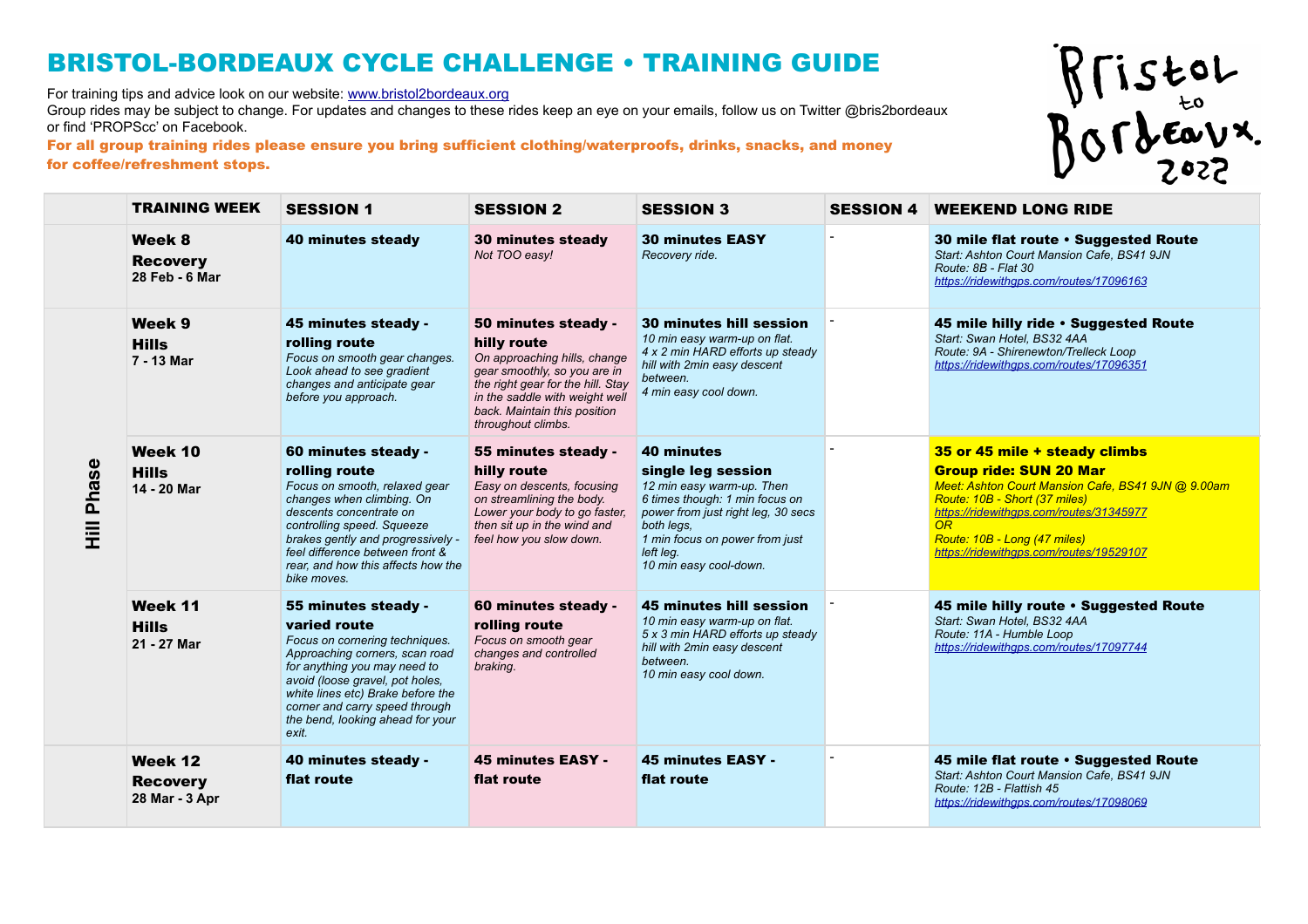# BRISTOL-BORDEAUX CYCLE CHALLENGE • TRAINING GUIDE

For training tips and advice look on our website: www.bristol2bordeaux.org
Group rides may be subject to change. For updates and changes to these rides keep an eye on your emails, follow us on Twitter @bris2bordeaux or find 'PROPScc' on Facebook.

**For all group training rides please ensure you bring sufficient clothing/waterproofs, drinks, snacks, and money for coffee/refreshment stops.**

Bristol to Bordeaux 2022

| | TRAINING WEEK | SESSION 1 | SESSION 2 | SESSION 3 | SESSION 4 | WEEKEND LONG RIDE |
|---|---|---|---|---|---|---|
| | **Week 8** **Recovery** **28 Feb - 6 Mar** | **40 minutes steady** | **30 minutes steady** *Not TOO easy!* | **30 minutes EASY** *Recovery ride.* | - | **30 mile flat route • Suggested Route** *Start: Ashton Court Mansion Cafe, BS41 9JN* *Route: 8B - Flat 30* *https://ridewithgps.com/routes/17096163* |
| **Hill Phase** | **Week 9** **Hills** **7 - 13 Mar** | **45 minutes steady - rolling route** *Focus on smooth gear changes. Look ahead to see gradient changes and anticipate gear before you approach.* | **50 minutes steady - hilly route** *On approaching hills, change gear smoothly, so you are in the right gear for the hill. Stay in the saddle with weight well back. Maintain this position throughout climbs.* | **30 minutes hill session** *10 min easy warm-up on flat.* *4 x 2 min HARD efforts up steady hill with 2min easy descent between.* *4 min easy cool down.* | - | **45 mile hilly ride • Suggested Route** *Start: Swan Hotel, BS32 4AA* *Route: 9A - Shirenewton/Trelleck Loop* *https://ridewithgps.com/routes/17096351* |
| **Hill Phase** | **Week 10** **Hills** **14 - 20 Mar** | **60 minutes steady - rolling route** *Focus on smooth, relaxed gear changes when climbing. On descents concentrate on controlling speed. Squeeze brakes gently and progressively - feel difference between front & rear, and how this affects how the bike moves.* | **55 minutes steady - hilly route** *Easy on descents, focusing on streamlining the body. Lower your body to go faster, then sit up in the wind and feel how you slow down.* | **40 minutes single leg session** *12 min easy warm-up. Then 6 times though: 1 min focus on power from just right leg, 30 secs both legs,* *1 min focus on power from just left leg.* *10 min easy cool-down.* | - | **35 or 45 mile + steady climbs** **Group ride: SUN 20 Mar** *Meet: Ashton Court Mansion Cafe, BS41 9JN @ 9.00am* *Route: 10B - Short (37 miles)* *https://ridewithgps.com/routes/31345977* *OR* *Route: 10B - Long (47 miles)* *https://ridewithgps.com/routes/19529107* |
| **Hill Phase** | **Week 11** **Hills** **21 - 27 Mar** | **55 minutes steady - varied route** *Focus on cornering techniques. Approaching corners, scan road for anything you may need to avoid (loose gravel, pot holes, white lines etc) Brake before the corner and carry speed through the bend, looking ahead for your exit.* | **60 minutes steady - rolling route** *Focus on smooth gear changes and controlled braking.* | **45 minutes hill session** *10 min easy warm-up on flat.* *5 x 3 min HARD efforts up steady hill with 2min easy descent between.* *10 min easy cool down.* | - | **45 mile hilly route • Suggested Route** *Start: Swan Hotel, BS32 4AA* *Route: 11A - Humble Loop* *https://ridewithgps.com/routes/17097744* |
| | **Week 12** **Recovery** **28 Mar - 3 Apr** | **40 minutes steady - flat route** | **45 minutes EASY - flat route** | **45 minutes EASY - flat route** | - | **45 mile flat route • Suggested Route** *Start: Ashton Court Mansion Cafe, BS41 9JN* *Route: 12B - Flattish 45* *https://ridewithgps.com/routes/17098069* |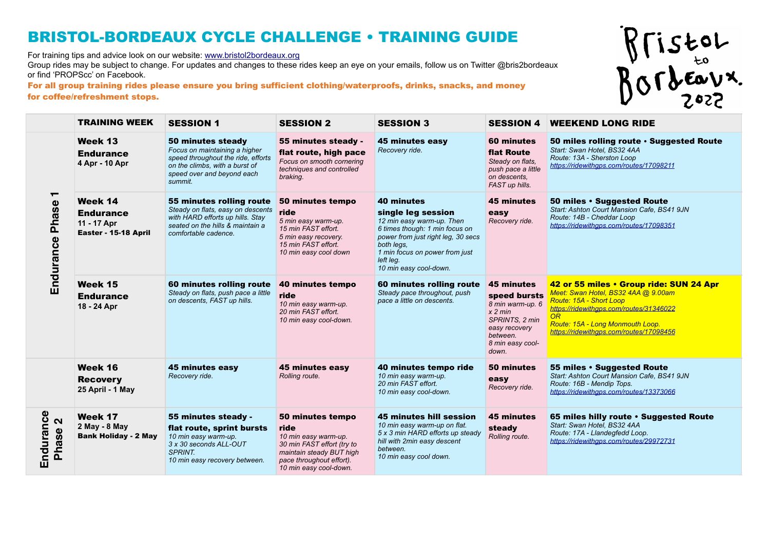# BRISTOL-BORDEAUX CYCLE CHALLENGE • TRAINING GUIDE

For training tips and advice look on our website: www.bristol2bordeaux.org
Group rides may be subject to change. For updates and changes to these rides keep an eye on your emails, follow us on Twitter @bris2bordeaux or find 'PROPScc' on Facebook.

**For all group training rides please ensure you bring sufficient clothing/waterproofs, drinks, snacks, and money for coffee/refreshment stops.**

Bristol to Bordeaux 2022

| | TRAINING WEEK | SESSION 1 | SESSION 2 | SESSION 3 | SESSION 4 | WEEKEND LONG RIDE |
|---|---|---|---|---|---|---|
| **Endurance Phase 1** | **Week 13 Endurance** **4 Apr - 10 Apr** | **50 minutes steady** *Focus on maintaining a higher speed throughout the ride, efforts on the climbs, with a burst of speed over and beyond each summit.* | **55 minutes steady - flat route, high pace** *Focus on smooth cornering techniques and controlled braking.* | **45 minutes easy** *Recovery ride.* | **60 minutes flat Route** *Steady on flats, push pace a little on descents, FAST up hills.* | **50 miles rolling route • Suggested Route** *Start: Swan Hotel, BS32 4AA* *Route: 13A - Sherston Loop* *https://ridewithgps.com/routes/17098211* |
| | **Week 14 Endurance** **11 - 17 Apr** **Easter - 15-18 April** | **55 minutes rolling route** *Steady on flats, easy on descents with HARD efforts up hills. Stay seated on the hills & maintain a comfortable cadence.* | **50 minutes tempo ride** *5 min easy warm-up.* *15 min FAST effort.* *5 min easy recovery.* *15 min FAST effort.* *10 min easy cool down* | **40 minutes single leg session** *12 min easy warm-up. Then 6 times though: 1 min focus on power from just right leg, 30 secs both legs,* *1 min focus on power from just left leg.* *10 min easy cool-down.* | **45 minutes easy** *Recovery ride.* | **50 miles • Suggested Route** *Start: Ashton Court Mansion Cafe, BS41 9JN* *Route: 14B - Cheddar Loop* *https://ridewithgps.com/routes/17098351* |
| | **Week 15 Endurance** **18 - 24 Apr** | **60 minutes rolling route** *Steady on flats, push pace a little on descents, FAST up hills.* | **40 minutes tempo ride** *10 min easy warm-up.* *20 min FAST effort.* *10 min easy cool-down.* | **60 minutes rolling route** *Steady pace throughout, push pace a little on descents.* | **45 minutes speed bursts** *8 min warm-up. 6 x 2 min SPRINTS, 2 min easy recovery between.* *8 min easy cool-down.* | **42 or 55 miles • Group ride: SUN 24 Apr** *Meet: Swan Hotel, BS32 4AA @ 9.00am* *Route: 15A - Short Loop* *https://ridewithgps.com/routes/31346022* *OR* *Route: 15A - Long Monmouth Loop.* *https://ridewithgps.com/routes/17098456* |
| | **Week 16 Recovery** **25 April - 1 May** | **45 minutes easy** *Recovery ride.* | **45 minutes easy** *Rolling route.* | **40 minutes tempo ride** *10 min easy warm-up.* *20 min FAST effort.* *10 min easy cool-down.* | **50 minutes easy** *Recovery ride.* | **55 miles • Suggested Route** *Start: Ashton Court Mansion Cafe, BS41 9JN* *Route: 16B - Mendip Tops.* *https://ridewithgps.com/routes/13373066* |
| **Endurance Phase 2** | **Week 17** **2 May - 8 May** **Bank Holiday - 2 May** | **55 minutes steady - flat route, sprint bursts** *10 min easy warm-up.* *3 x 30 seconds ALL-OUT SPRINT.* *10 min easy recovery between.* | **50 minutes tempo ride** *10 min easy warm-up.* *30 min FAST effort (try to maintain steady BUT high pace throughout effort).* *10 min easy cool-down.* | **45 minutes hill session** *10 min easy warm-up on flat.* *5 x 3 min HARD efforts up steady hill with 2min easy descent between.* *10 min easy cool down.* | **45 minutes steady** *Rolling route.* | **65 miles hilly route • Suggested Route** *Start: Swan Hotel, BS32 4AA* *Route: 17A - Llandegfedd Loop.* *https://ridewithgps.com/routes/29972731* |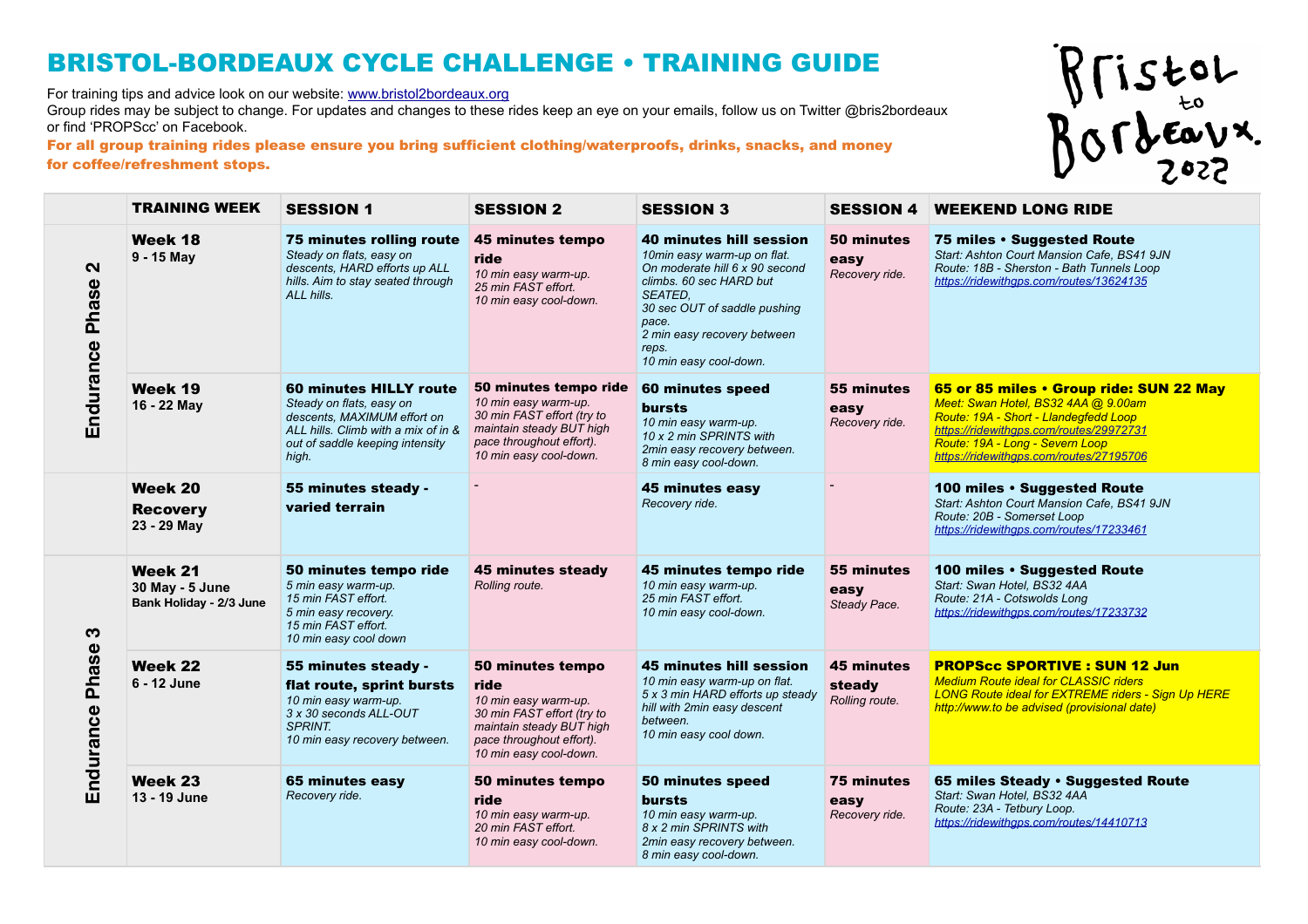# BRISTOL-BORDEAUX CYCLE CHALLENGE • TRAINING GUIDE

For training tips and advice look on our website: www.bristol2bordeaux.org
Group rides may be subject to change. For updates and changes to these rides keep an eye on your emails, follow us on Twitter @bris2bordeaux or find 'PROPScc' on Facebook.

**For all group training rides please ensure you bring sufficient clothing/waterproofs, drinks, snacks, and money for coffee/refreshment stops.**

Bristol to Bordeaux 2022

| | TRAINING WEEK | SESSION 1 | SESSION 2 | SESSION 3 | SESSION 4 | WEEKEND LONG RIDE |
|---|---|---|---|---|---|---|
| Endurance Phase 2 | **Week 18** 9 - 15 May | **75 minutes rolling route** *Steady on flats, easy on descents, HARD efforts up ALL hills. Aim to stay seated through ALL hills.* | **45 minutes tempo ride** *10 min easy warm-up. 25 min FAST effort. 10 min easy cool-down.* | **40 minutes hill session** *10min easy warm-up on flat. On moderate hill 6 x 90 second climbs. 60 sec HARD but SEATED, 30 sec OUT of saddle pushing pace. 2 min easy recovery between reps. 10 min easy cool-down.* | **50 minutes easy** *Recovery ride.* | **75 miles • Suggested Route** *Start: Ashton Court Mansion Cafe, BS41 9JN Route: 18B - Sherston - Bath Tunnels Loop https://ridewithgps.com/routes/13624135* |
| Endurance Phase 2 | **Week 19** 16 - 22 May | **60 minutes HILLY route** *Steady on flats, easy on descents, MAXIMUM effort on ALL hills. Climb with a mix of in & out of saddle keeping intensity high.* | **50 minutes tempo ride** *10 min easy warm-up. 30 min FAST effort (try to maintain steady BUT high pace throughout effort). 10 min easy cool-down.* | **60 minutes speed bursts** *10 min easy warm-up. 10 x 2 min SPRINTS with 2min easy recovery between. 8 min easy cool-down.* | **55 minutes easy** *Recovery ride.* | **65 or 85 miles • Group ride: SUN 22 May** *Meet: Swan Hotel, BS32 4AA @ 9.00am Route: 19A - Short - Llandegfedd Loop https://ridewithgps.com/routes/29972731 Route: 19A - Long - Severn Loop https://ridewithgps.com/routes/27195706* |
| | **Week 20 Recovery** 23 - 29 May | **55 minutes steady - varied terrain** | - | **45 minutes easy** *Recovery ride.* | - | **100 miles • Suggested Route** *Start: Ashton Court Mansion Cafe, BS41 9JN Route: 20B - Somerset Loop https://ridewithgps.com/routes/17233461* |
| Endurance Phase 3 | **Week 21** 30 May - 5 June **Bank Holiday - 2/3 June** | **50 minutes tempo ride** *5 min easy warm-up. 15 min FAST effort. 5 min easy recovery. 15 min FAST effort. 10 min easy cool down* | **45 minutes steady** *Rolling route.* | **45 minutes tempo ride** *10 min easy warm-up. 25 min FAST effort. 10 min easy cool-down.* | **55 minutes easy** *Steady Pace.* | **100 miles • Suggested Route** *Start: Swan Hotel, BS32 4AA Route: 21A - Cotswolds Long https://ridewithgps.com/routes/17233732* |
| Endurance Phase 3 | **Week 22** 6 - 12 June | **55 minutes steady - flat route, sprint bursts** *10 min easy warm-up. 3 x 30 seconds ALL-OUT SPRINT. 10 min easy recovery between.* | **50 minutes tempo ride** *10 min easy warm-up. 30 min FAST effort (try to maintain steady BUT high pace throughout effort). 10 min easy cool-down.* | **45 minutes hill session** *10 min easy warm-up on flat. 5 x 3 min HARD efforts up steady hill with 2min easy descent between. 10 min easy cool down.* | **45 minutes steady** *Rolling route.* | **PROPScc SPORTIVE : SUN 12 Jun** *Medium Route ideal for CLASSIC riders LONG Route ideal for EXTREME riders - Sign Up HERE http://www.to be advised (provisional date)* |
| Endurance Phase 3 | **Week 23** 13 - 19 June | **65 minutes easy** *Recovery ride.* | **50 minutes tempo ride** *10 min easy warm-up. 20 min FAST effort. 10 min easy cool-down.* | **50 minutes speed bursts** *10 min easy warm-up. 8 x 2 min SPRINTS with 2min easy recovery between. 8 min easy cool-down.* | **75 minutes easy** *Recovery ride.* | **65 miles Steady • Suggested Route** *Start: Swan Hotel, BS32 4AA Route: 23A - Tetbury Loop. https://ridewithgps.com/routes/14410713* |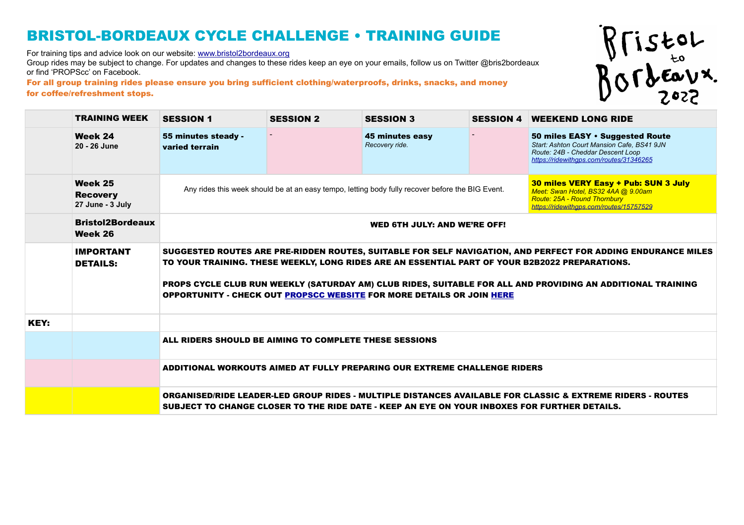# BRISTOL-BORDEAUX CYCLE CHALLENGE • TRAINING GUIDE

For training tips and advice look on our website: www.bristol2bordeaux.org
Group rides may be subject to change. For updates and changes to these rides keep an eye on your emails, follow us on Twitter @bris2bordeaux or find 'PROPScc' on Facebook.

**For all group training rides please ensure you bring sufficient clothing/waterproofs, drinks, snacks, and money for coffee/refreshment stops.**

Bristol to Bordeaux. 2022

| | TRAINING WEEK | SESSION 1 | SESSION 2 | SESSION 3 | SESSION 4 | WEEKEND LONG RIDE |
|---|---|---|---|---|---|---|
| | **Week 24** 20 - 26 June | **55 minutes steady - varied terrain** | - | **45 minutes easy** *Recovery ride.* | - | **50 miles EASY • Suggested Route** *Start: Ashton Court Mansion Cafe, BS41 9JN* *Route: 24B - Cheddar Descent Loop* *https://ridewithgps.com/routes/31346265* |
| | **Week 25 Recovery** 27 June - 3 July | Any rides this week should be at an easy tempo, letting body fully recover before the BIG Event. | | | | **30 miles VERY Easy + Pub: SUN 3 July** *Meet: Swan Hotel, BS32 4AA @ 9.00am* *Route: 25A - Round Thornbury* *https://ridewithgps.com/routes/15757529* |
| | **Bristol2Bordeaux Week 26** | **WED 6TH JULY: AND WE'RE OFF!** | | | | |
| | **IMPORTANT DETAILS:** | **SUGGESTED ROUTES ARE PRE-RIDDEN ROUTES, SUITABLE FOR SELF NAVIGATION, AND PERFECT FOR ADDING ENDURANCE MILES TO YOUR TRAINING. THESE WEEKLY, LONG RIDES ARE AN ESSENTIAL PART OF YOUR B2B2022 PREPARATIONS.** **PROPS CYCLE CLUB RUN WEEKLY (SATURDAY AM) CLUB RIDES, SUITABLE FOR ALL AND PROVIDING AN ADDITIONAL TRAINING OPPORTUNITY - CHECK OUT PROPSCC WEBSITE FOR MORE DETAILS OR JOIN HERE** | | | | |
| **KEY:** | | | | | | |
| (blue) | | **ALL RIDERS SHOULD BE AIMING TO COMPLETE THESE SESSIONS** | | | | |
| (pink) | | **ADDITIONAL WORKOUTS AIMED AT FULLY PREPARING OUR EXTREME CHALLENGE RIDERS** | | | | |
| (yellow) | | **ORGANISED/RIDE LEADER-LED GROUP RIDES - MULTIPLE DISTANCES AVAILABLE FOR CLASSIC & EXTREME RIDERS - ROUTES SUBJECT TO CHANGE CLOSER TO THE RIDE DATE - KEEP AN EYE ON YOUR INBOXES FOR FURTHER DETAILS.** | | | | |